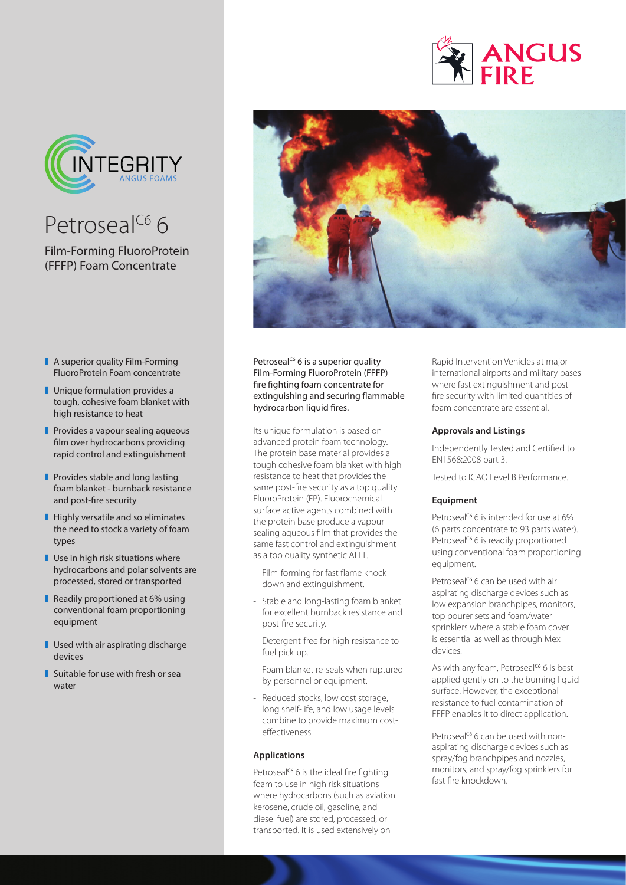INTEGRITY
ANGUS FOAMS

# Petroseal$^{C6}$ 6

## Film-Forming FluoroProtein (FFFP) Foam Concentrate

- A superior quality Film-Forming FluoroProtein Foam concentrate
- Unique formulation provides a tough, cohesive foam blanket with high resistance to heat
- Provides a vapour sealing aqueous film over hydrocarbons providing rapid control and extinguishment
- Provides stable and long lasting foam blanket - burnback resistance and post-fire security
- Highly versatile and so eliminates the need to stock a variety of foam types
- Use in high risk situations where hydrocarbons and polar solvents are processed, stored or transported
- Readily proportioned at 6% using conventional foam proportioning equipment
- Used with air aspirating discharge devices
- Suitable for use with fresh or sea water

Petroseal$^{C6}$ 6 is a superior quality Film-Forming FluoroProtein (FFFP) fire fighting foam concentrate for extinguishing and securing flammable hydrocarbon liquid fires.

Its unique formulation is based on advanced protein foam technology. The protein base material provides a tough cohesive foam blanket with high resistance to heat that provides the same post-fire security as a top quality FluoroProtein (FP). Fluorochemical surface active agents combined with the protein base produce a vapour-sealing aqueous film that provides the same fast control and extinguishment as a top quality synthetic AFFF.

- Film-forming for fast flame knock down and extinguishment.
- Stable and long-lasting foam blanket for excellent burnback resistance and post-fire security.
- Detergent-free for high resistance to fuel pick-up.
- Foam blanket re-seals when ruptured by personnel or equipment.
- Reduced stocks, low cost storage, long shelf-life, and low usage levels combine to provide maximum cost-effectiveness.

### Applications

Petroseal$^{C6}$ 6 is the ideal fire fighting foam to use in high risk situations where hydrocarbons (such as aviation kerosene, crude oil, gasoline, and diesel fuel) are stored, processed, or transported. It is used extensively on Rapid Intervention Vehicles at major international airports and military bases where fast extinguishment and post-fire security with limited quantities of foam concentrate are essential.

### Approvals and Listings

Independently Tested and Certified to EN1568:2008 part 3.

Tested to ICAO Level B Performance.

### Equipment

Petroseal$^{C6}$ 6 is intended for use at 6% (6 parts concentrate to 93 parts water). Petroseal$^{C6}$ 6 is readily proportioned using conventional foam proportioning equipment.

Petroseal$^{C6}$ 6 can be used with air aspirating discharge devices such as low expansion branchpipes, monitors, top pourer sets and foam/water sprinklers where a stable foam cover is essential as well as through Mex devices.

As with any foam, Petroseal$^{C6}$ 6 is best applied gently on to the burning liquid surface. However, the exceptional resistance to fuel contamination of FFFP enables it to direct application.

Petroseal$^{C6}$ 6 can be used with non-aspirating discharge devices such as spray/fog branchpipes and nozzles, monitors, and spray/fog sprinklers for fast fire knockdown.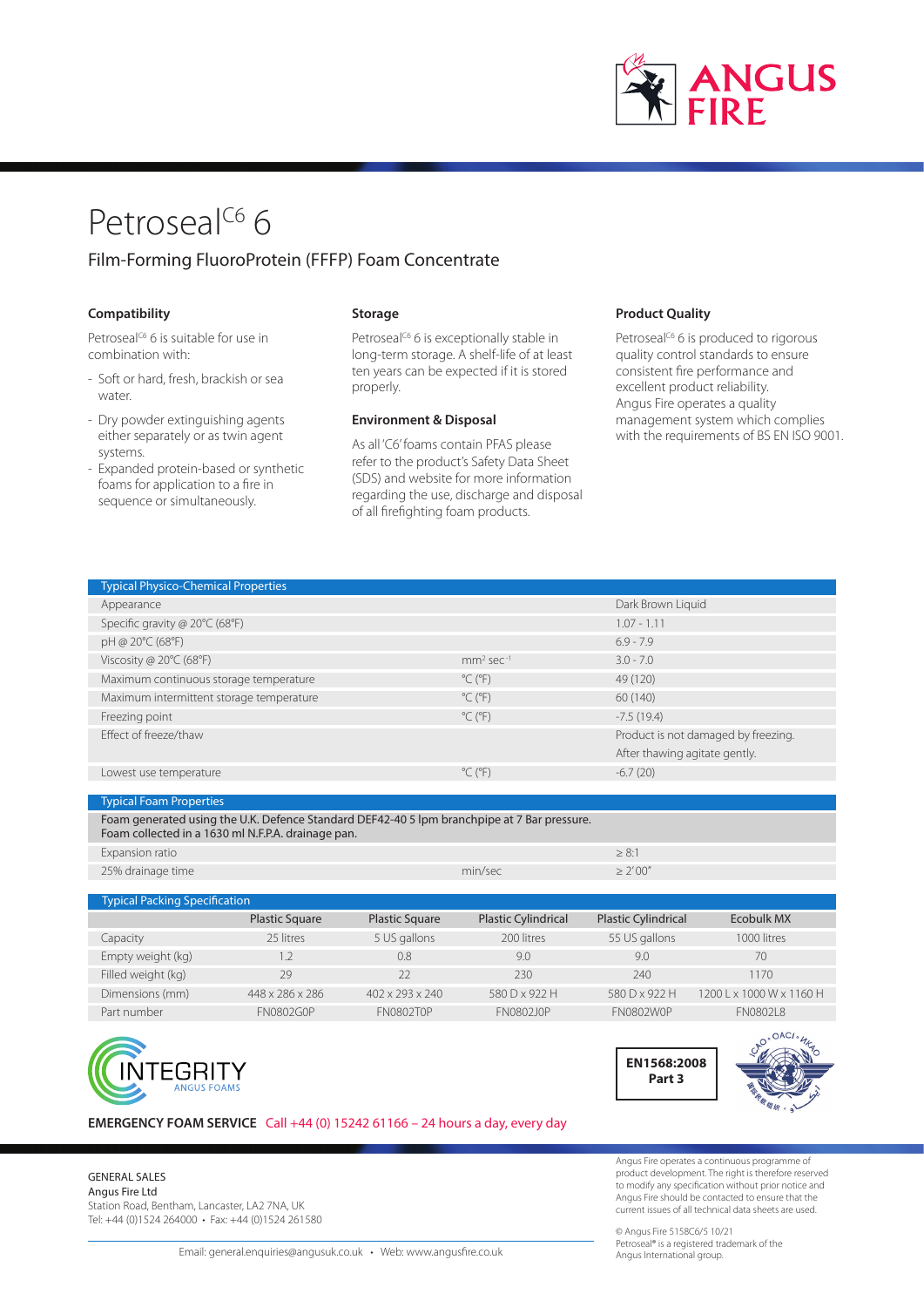# Petroseal$^{C6}$ 6

## Film-Forming FluoroProtein (FFFP) Foam Concentrate

### Compatibility

Petroseal$^{C6}$ 6 is suitable for use in combination with:

- Soft or hard, fresh, brackish or sea water.
- Dry powder extinguishing agents either separately or as twin agent systems.
- Expanded protein-based or synthetic foams for application to a fire in sequence or simultaneously.

### Storage

Petroseal$^{C6}$ 6 is exceptionally stable in long-term storage. A shelf-life of at least ten years can be expected if it is stored properly.

### Environment & Disposal

As all 'C6' foams contain PFAS please refer to the product's Safety Data Sheet (SDS) and website for more information regarding the use, discharge and disposal of all firefighting foam products.

### Product Quality

Petroseal$^{C6}$ 6 is produced to rigorous quality control standards to ensure consistent fire performance and excellent product reliability. Angus Fire operates a quality management system which complies with the requirements of BS EN ISO 9001.

| Typical Physico-Chemical Properties | | |
|---|---|---|
| Appearance | | Dark Brown Liquid |
| Specific gravity @ 20°C (68°F) | | 1.07 - 1.11 |
| pH @ 20°C (68°F) | | 6.9 - 7.9 |
| Viscosity @ 20°C (68°F) | $mm^2\ sec^{-1}$ | 3.0 - 7.0 |
| Maximum continuous storage temperature | °C (°F) | 49 (120) |
| Maximum intermittent storage temperature | °C (°F) | 60 (140) |
| Freezing point | °C (°F) | -7.5 (19.4) |
| Effect of freeze/thaw | | Product is not damaged by freezing. After thawing agitate gently. |
| Lowest use temperature | °C (°F) | -6.7 (20) |

| Typical Foam Properties | | |
|---|---|---|
| Foam generated using the U.K. Defence Standard DEF42-40 5 lpm branchpipe at 7 Bar pressure. Foam collected in a 1630 ml N.F.P.A. drainage pan. | | |
| Expansion ratio | | ≥ 8:1 |
| 25% drainage time | min/sec | ≥ 2′00″ |

| Typical Packing Specification | Plastic Square | Plastic Square | Plastic Cylindrical | Plastic Cylindrical | Ecobulk MX |
|---|---|---|---|---|---|
| Capacity | 25 litres | 5 US gallons | 200 litres | 55 US gallons | 1000 litres |
| Empty weight (kg) | 1.2 | 0.8 | 9.0 | 9.0 | 70 |
| Filled weight (kg) | 29 | 22 | 230 | 240 | 1170 |
| Dimensions (mm) | 448 x 286 x 286 | 402 x 293 x 240 | 580 D x 922 H | 580 D x 922 H | 1200 L x 1000 W x 1160 H |
| Part number | FN0802G0P | FN0802T0P | FN0802J0P | FN0802W0P | FN0802L8 |

INTEGRITY ANGUS FOAMS

EN1568:2008 Part 3

**EMERGENCY FOAM SERVICE** Call +44 (0) 15242 61166 – 24 hours a day, every day

GENERAL SALES
Angus Fire Ltd
Station Road, Bentham, Lancaster, LA2 7NA, UK
Tel: +44 (0)1524 264000 • Fax: +44 (0)1524 261580

Email: general.enquiries@angusuk.co.uk • Web: www.angusfire.co.uk

Angus Fire operates a continuous programme of product development. The right is therefore reserved to modify any specification without prior notice and Angus Fire should be contacted to ensure that the current issues of all technical data sheets are used.

© Angus Fire 5158C6/5 10/21
Petroseal® is a registered trademark of the Angus International group.